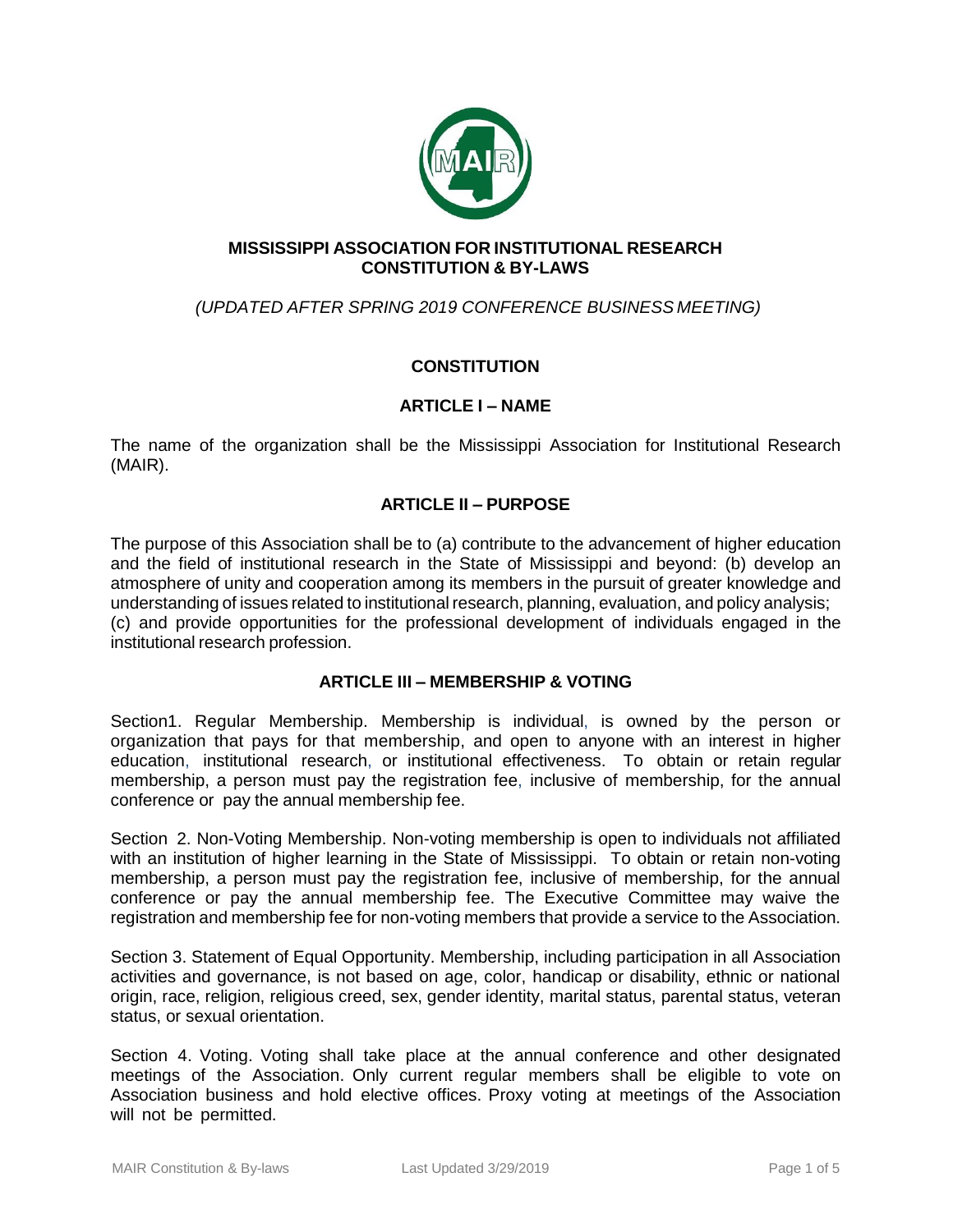# MISSISSIPPI ASSOCIATION FOR INSTITUTIONAL RESEARCH CONSTITUTION & BY-LAWS

*(UPDATED AFTER SPRING 2019 CONFERENCE BUSINESS MEETING)*

## CONSTITUTION

### ARTICLE I – NAME

The name of the organization shall be the Mississippi Association for Institutional Research (MAIR).

### ARTICLE II – PURPOSE

The purpose of this Association shall be to (a) contribute to the advancement of higher education and the field of institutional research in the State of Mississippi and beyond: (b) develop an atmosphere of unity and cooperation among its members in the pursuit of greater knowledge and understanding of issues related to institutional research, planning, evaluation, and policy analysis; (c) and provide opportunities for the professional development of individuals engaged in the institutional research profession.

### ARTICLE III – MEMBERSHIP & VOTING

Section1. Regular Membership. Membership is individual, is owned by the person or organization that pays for that membership, and open to anyone with an interest in higher education, institutional research, or institutional effectiveness. To obtain or retain regular membership, a person must pay the registration fee, inclusive of membership, for the annual conference or pay the annual membership fee.

Section 2. Non-Voting Membership. Non-voting membership is open to individuals not affiliated with an institution of higher learning in the State of Mississippi. To obtain or retain non-voting membership, a person must pay the registration fee, inclusive of membership, for the annual conference or pay the annual membership fee. The Executive Committee may waive the registration and membership fee for non-voting members that provide a service to the Association.

Section 3. Statement of Equal Opportunity. Membership, including participation in all Association activities and governance, is not based on age, color, handicap or disability, ethnic or national origin, race, religion, religious creed, sex, gender identity, marital status, parental status, veteran status, or sexual orientation.

Section 4. Voting. Voting shall take place at the annual conference and other designated meetings of the Association. Only current regular members shall be eligible to vote on Association business and hold elective offices. Proxy voting at meetings of the Association will not be permitted.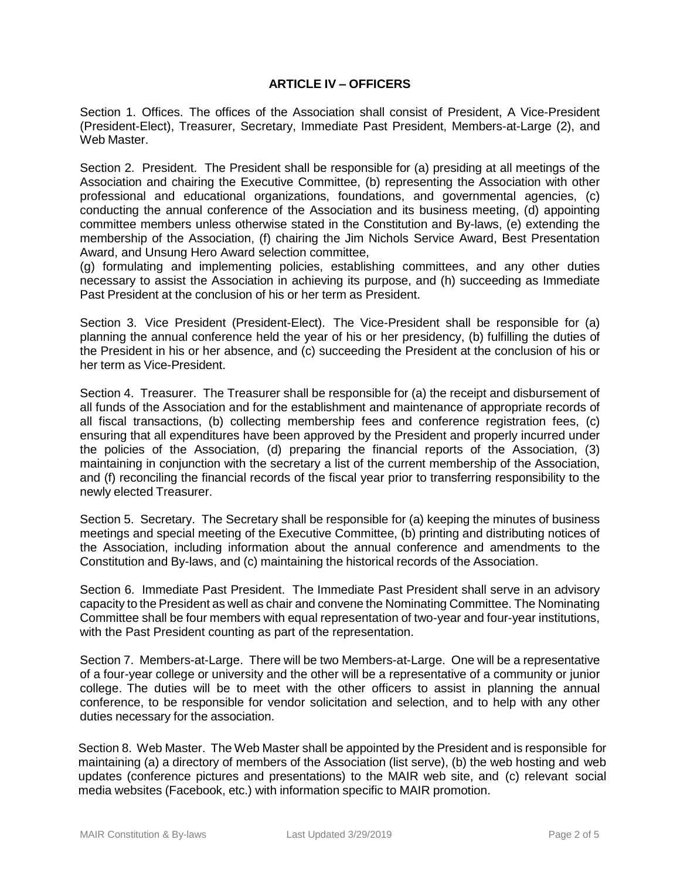## ARTICLE IV – OFFICERS

Section 1. Offices. The offices of the Association shall consist of President, A Vice-President (President-Elect), Treasurer, Secretary, Immediate Past President, Members-at-Large (2), and Web Master.

Section 2. President. The President shall be responsible for (a) presiding at all meetings of the Association and chairing the Executive Committee, (b) representing the Association with other professional and educational organizations, foundations, and governmental agencies, (c) conducting the annual conference of the Association and its business meeting, (d) appointing committee members unless otherwise stated in the Constitution and By-laws, (e) extending the membership of the Association, (f) chairing the Jim Nichols Service Award, Best Presentation Award, and Unsung Hero Award selection committee,
(g) formulating and implementing policies, establishing committees, and any other duties necessary to assist the Association in achieving its purpose, and (h) succeeding as Immediate Past President at the conclusion of his or her term as President.

Section 3. Vice President (President-Elect). The Vice-President shall be responsible for (a) planning the annual conference held the year of his or her presidency, (b) fulfilling the duties of the President in his or her absence, and (c) succeeding the President at the conclusion of his or her term as Vice-President.

Section 4. Treasurer. The Treasurer shall be responsible for (a) the receipt and disbursement of all funds of the Association and for the establishment and maintenance of appropriate records of all fiscal transactions, (b) collecting membership fees and conference registration fees, (c) ensuring that all expenditures have been approved by the President and properly incurred under the policies of the Association, (d) preparing the financial reports of the Association, (3) maintaining in conjunction with the secretary a list of the current membership of the Association, and (f) reconciling the financial records of the fiscal year prior to transferring responsibility to the newly elected Treasurer.

Section 5. Secretary. The Secretary shall be responsible for (a) keeping the minutes of business meetings and special meeting of the Executive Committee, (b) printing and distributing notices of the Association, including information about the annual conference and amendments to the Constitution and By-laws, and (c) maintaining the historical records of the Association.

Section 6. Immediate Past President. The Immediate Past President shall serve in an advisory capacity to the President as well as chair and convene the Nominating Committee. The Nominating Committee shall be four members with equal representation of two-year and four-year institutions, with the Past President counting as part of the representation.

Section 7. Members-at-Large. There will be two Members-at-Large. One will be a representative of a four-year college or university and the other will be a representative of a community or junior college. The duties will be to meet with the other officers to assist in planning the annual conference, to be responsible for vendor solicitation and selection, and to help with any other duties necessary for the association.

Section 8. Web Master. The Web Master shall be appointed by the President and is responsible for maintaining (a) a directory of members of the Association (list serve), (b) the web hosting and web updates (conference pictures and presentations) to the MAIR web site, and (c) relevant social media websites (Facebook, etc.) with information specific to MAIR promotion.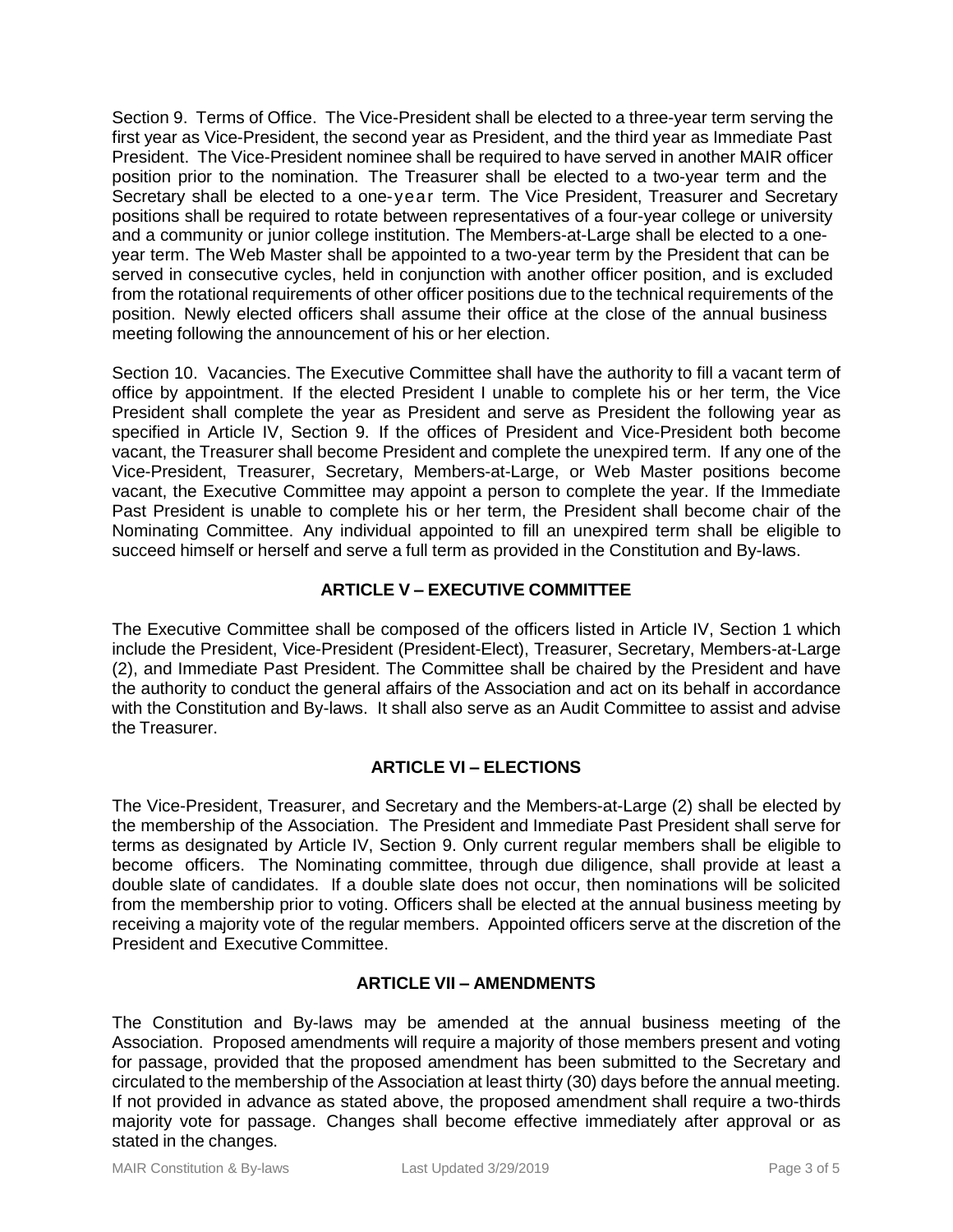Section 9. Terms of Office. The Vice-President shall be elected to a three-year term serving the first year as Vice-President, the second year as President, and the third year as Immediate Past President. The Vice-President nominee shall be required to have served in another MAIR officer position prior to the nomination. The Treasurer shall be elected to a two-year term and the Secretary shall be elected to a one-year term. The Vice President, Treasurer and Secretary positions shall be required to rotate between representatives of a four-year college or university and a community or junior college institution. The Members-at-Large shall be elected to a one-year term. The Web Master shall be appointed to a two-year term by the President that can be served in consecutive cycles, held in conjunction with another officer position, and is excluded from the rotational requirements of other officer positions due to the technical requirements of the position. Newly elected officers shall assume their office at the close of the annual business meeting following the announcement of his or her election.

Section 10. Vacancies. The Executive Committee shall have the authority to fill a vacant term of office by appointment. If the elected President I unable to complete his or her term, the Vice President shall complete the year as President and serve as President the following year as specified in Article IV, Section 9. If the offices of President and Vice-President both become vacant, the Treasurer shall become President and complete the unexpired term. If any one of the Vice-President, Treasurer, Secretary, Members-at-Large, or Web Master positions become vacant, the Executive Committee may appoint a person to complete the year. If the Immediate Past President is unable to complete his or her term, the President shall become chair of the Nominating Committee. Any individual appointed to fill an unexpired term shall be eligible to succeed himself or herself and serve a full term as provided in the Constitution and By-laws.

## ARTICLE V – EXECUTIVE COMMITTEE

The Executive Committee shall be composed of the officers listed in Article IV, Section 1 which include the President, Vice-President (President-Elect), Treasurer, Secretary, Members-at-Large (2), and Immediate Past President. The Committee shall be chaired by the President and have the authority to conduct the general affairs of the Association and act on its behalf in accordance with the Constitution and By-laws. It shall also serve as an Audit Committee to assist and advise the Treasurer.

## ARTICLE VI – ELECTIONS

The Vice-President, Treasurer, and Secretary and the Members-at-Large (2) shall be elected by the membership of the Association. The President and Immediate Past President shall serve for terms as designated by Article IV, Section 9. Only current regular members shall be eligible to become officers. The Nominating committee, through due diligence, shall provide at least a double slate of candidates. If a double slate does not occur, then nominations will be solicited from the membership prior to voting. Officers shall be elected at the annual business meeting by receiving a majority vote of the regular members. Appointed officers serve at the discretion of the President and Executive Committee.

## ARTICLE VII – AMENDMENTS

The Constitution and By-laws may be amended at the annual business meeting of the Association. Proposed amendments will require a majority of those members present and voting for passage, provided that the proposed amendment has been submitted to the Secretary and circulated to the membership of the Association at least thirty (30) days before the annual meeting. If not provided in advance as stated above, the proposed amendment shall require a two-thirds majority vote for passage. Changes shall become effective immediately after approval or as stated in the changes.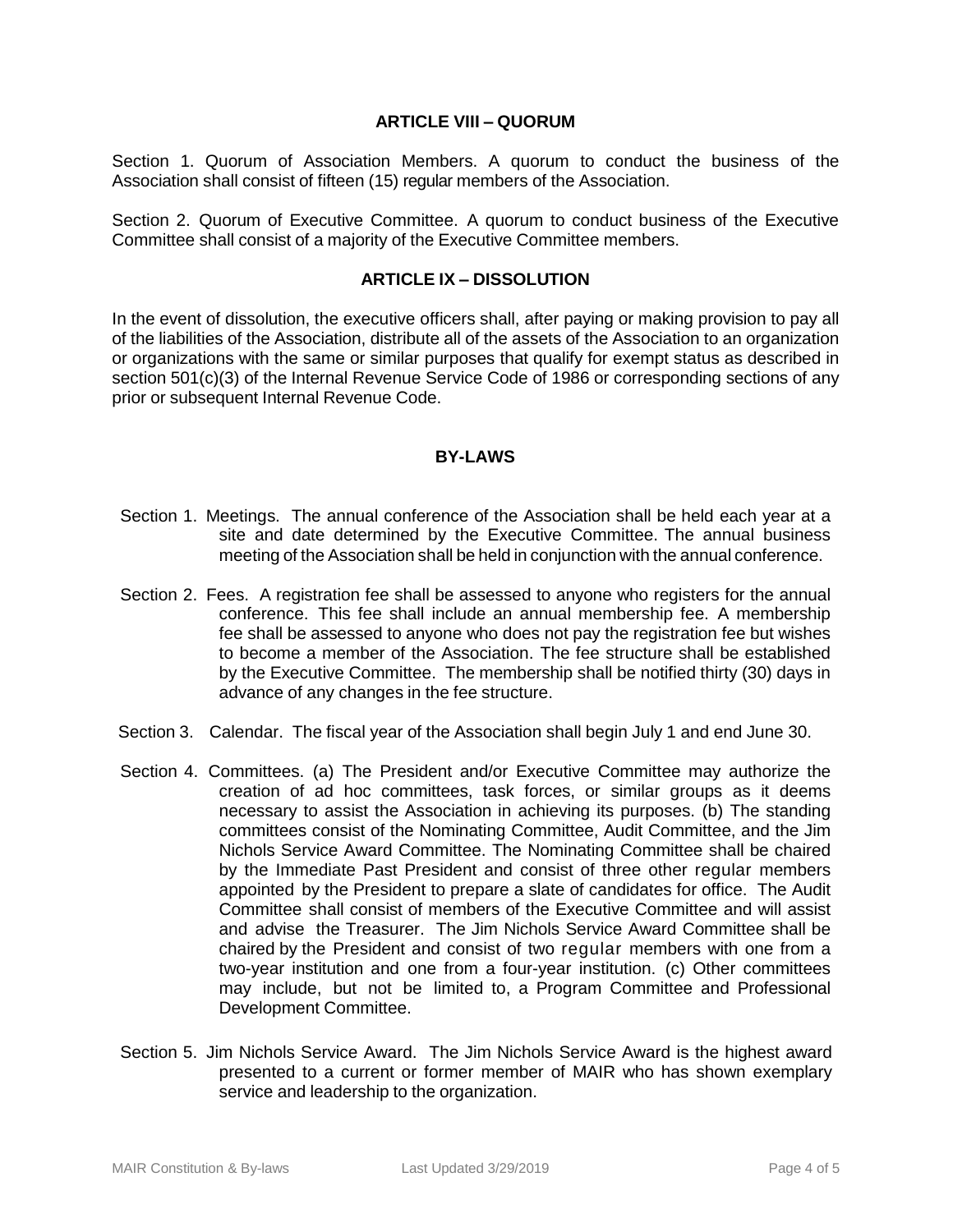## ARTICLE VIII – QUORUM

Section 1. Quorum of Association Members. A quorum to conduct the business of the Association shall consist of fifteen (15) regular members of the Association.

Section 2. Quorum of Executive Committee. A quorum to conduct business of the Executive Committee shall consist of a majority of the Executive Committee members.

## ARTICLE IX – DISSOLUTION

In the event of dissolution, the executive officers shall, after paying or making provision to pay all of the liabilities of the Association, distribute all of the assets of the Association to an organization or organizations with the same or similar purposes that qualify for exempt status as described in section 501(c)(3) of the Internal Revenue Service Code of 1986 or corresponding sections of any prior or subsequent Internal Revenue Code.

# BY-LAWS

Section 1. Meetings. The annual conference of the Association shall be held each year at a site and date determined by the Executive Committee. The annual business meeting of the Association shall be held in conjunction with the annual conference.

Section 2. Fees. A registration fee shall be assessed to anyone who registers for the annual conference. This fee shall include an annual membership fee. A membership fee shall be assessed to anyone who does not pay the registration fee but wishes to become a member of the Association. The fee structure shall be established by the Executive Committee. The membership shall be notified thirty (30) days in advance of any changes in the fee structure.

Section 3. Calendar. The fiscal year of the Association shall begin July 1 and end June 30.

Section 4. Committees. (a) The President and/or Executive Committee may authorize the creation of ad hoc committees, task forces, or similar groups as it deems necessary to assist the Association in achieving its purposes. (b) The standing committees consist of the Nominating Committee, Audit Committee, and the Jim Nichols Service Award Committee. The Nominating Committee shall be chaired by the Immediate Past President and consist of three other regular members appointed by the President to prepare a slate of candidates for office. The Audit Committee shall consist of members of the Executive Committee and will assist and advise the Treasurer. The Jim Nichols Service Award Committee shall be chaired by the President and consist of two regular members with one from a two-year institution and one from a four-year institution. (c) Other committees may include, but not be limited to, a Program Committee and Professional Development Committee.

Section 5. Jim Nichols Service Award. The Jim Nichols Service Award is the highest award presented to a current or former member of MAIR who has shown exemplary service and leadership to the organization.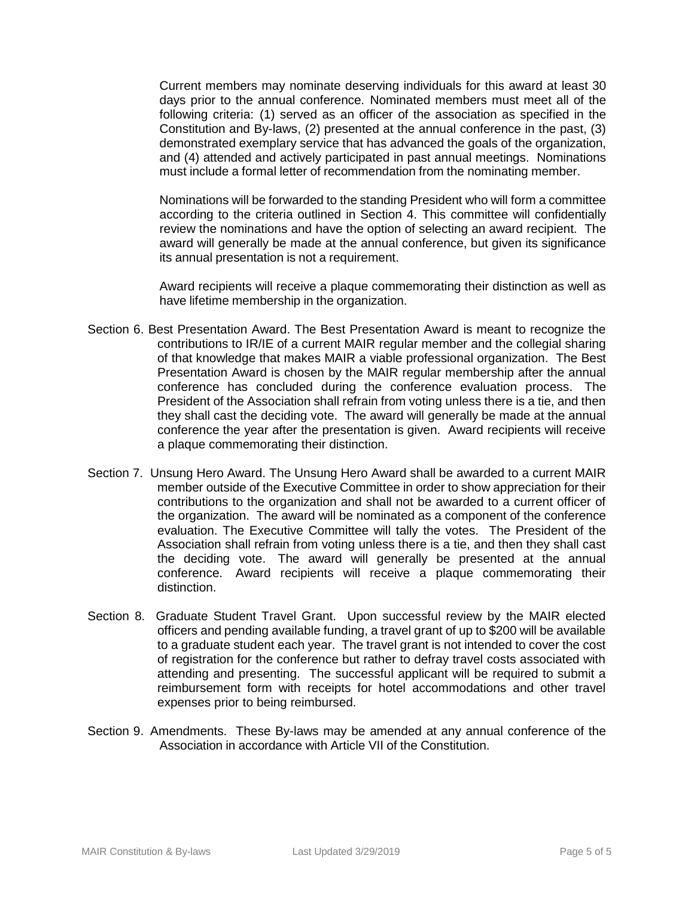Current members may nominate deserving individuals for this award at least 30 days prior to the annual conference. Nominated members must meet all of the following criteria: (1) served as an officer of the association as specified in the Constitution and By-laws, (2) presented at the annual conference in the past, (3) demonstrated exemplary service that has advanced the goals of the organization, and (4) attended and actively participated in past annual meetings. Nominations must include a formal letter of recommendation from the nominating member.

Nominations will be forwarded to the standing President who will form a committee according to the criteria outlined in Section 4. This committee will confidentially review the nominations and have the option of selecting an award recipient. The award will generally be made at the annual conference, but given its significance its annual presentation is not a requirement.

Award recipients will receive a plaque commemorating their distinction as well as have lifetime membership in the organization.

Section 6. Best Presentation Award. The Best Presentation Award is meant to recognize the contributions to IR/IE of a current MAIR regular member and the collegial sharing of that knowledge that makes MAIR a viable professional organization. The Best Presentation Award is chosen by the MAIR regular membership after the annual conference has concluded during the conference evaluation process. The President of the Association shall refrain from voting unless there is a tie, and then they shall cast the deciding vote. The award will generally be made at the annual conference the year after the presentation is given. Award recipients will receive a plaque commemorating their distinction.

Section 7. Unsung Hero Award. The Unsung Hero Award shall be awarded to a current MAIR member outside of the Executive Committee in order to show appreciation for their contributions to the organization and shall not be awarded to a current officer of the organization. The award will be nominated as a component of the conference evaluation. The Executive Committee will tally the votes. The President of the Association shall refrain from voting unless there is a tie, and then they shall cast the deciding vote. The award will generally be presented at the annual conference. Award recipients will receive a plaque commemorating their distinction.

Section 8. Graduate Student Travel Grant. Upon successful review by the MAIR elected officers and pending available funding, a travel grant of up to $200 will be available to a graduate student each year. The travel grant is not intended to cover the cost of registration for the conference but rather to defray travel costs associated with attending and presenting. The successful applicant will be required to submit a reimbursement form with receipts for hotel accommodations and other travel expenses prior to being reimbursed.

Section 9. Amendments. These By-laws may be amended at any annual conference of the Association in accordance with Article VII of the Constitution.